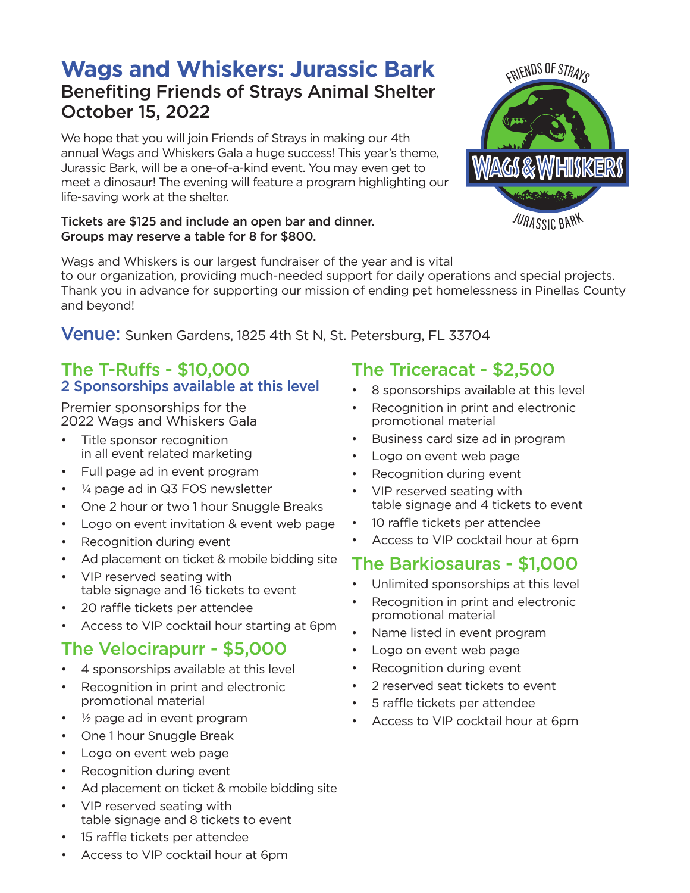# Wags and Whiskers: Jurassic Bark

## Benefiting Friends of Strays Animal Shelter
## October 15, 2022

We hope that you will join Friends of Strays in making our 4th annual Wags and Whiskers Gala a huge success! This year's theme, Jurassic Bark, will be a one-of-a-kind event. You may even get to meet a dinosaur! The evening will feature a program highlighting our life-saving work at the shelter.

**Tickets are $125 and include an open bar and dinner.**
**Groups may reserve a table for 8 for $800.**

Wags and Whiskers is our largest fundraiser of the year and is vital to our organization, providing much-needed support for daily operations and special projects. Thank you in advance for supporting our mission of ending pet homelessness in Pinellas County and beyond!

**Venue:** Sunken Gardens, 1825 4th St N, St. Petersburg, FL 33704

## The T-Ruffs - $10,000

### 2 Sponsorships available at this level

Premier sponsorships for the 2022 Wags and Whiskers Gala

- Title sponsor recognition in all event related marketing
- Full page ad in event program
- ¼ page ad in Q3 FOS newsletter
- One 2 hour or two 1 hour Snuggle Breaks
- Logo on event invitation & event web page
- Recognition during event
- Ad placement on ticket & mobile bidding site
- VIP reserved seating with table signage and 16 tickets to event
- 20 raffle tickets per attendee
- Access to VIP cocktail hour starting at 6pm

## The Velocirapurr - $5,000

- 4 sponsorships available at this level
- Recognition in print and electronic promotional material
- ½ page ad in event program
- One 1 hour Snuggle Break
- Logo on event web page
- Recognition during event
- Ad placement on ticket & mobile bidding site
- VIP reserved seating with table signage and 8 tickets to event
- 15 raffle tickets per attendee
- Access to VIP cocktail hour at 6pm

## The Triceracat - $2,500

- 8 sponsorships available at this level
- Recognition in print and electronic promotional material
- Business card size ad in program
- Logo on event web page
- Recognition during event
- VIP reserved seating with table signage and 4 tickets to event
- 10 raffle tickets per attendee
- Access to VIP cocktail hour at 6pm

## The Barkiosauras - $1,000

- Unlimited sponsorships at this level
- Recognition in print and electronic promotional material
- Name listed in event program
- Logo on event web page
- Recognition during event
- 2 reserved seat tickets to event
- 5 raffle tickets per attendee
- Access to VIP cocktail hour at 6pm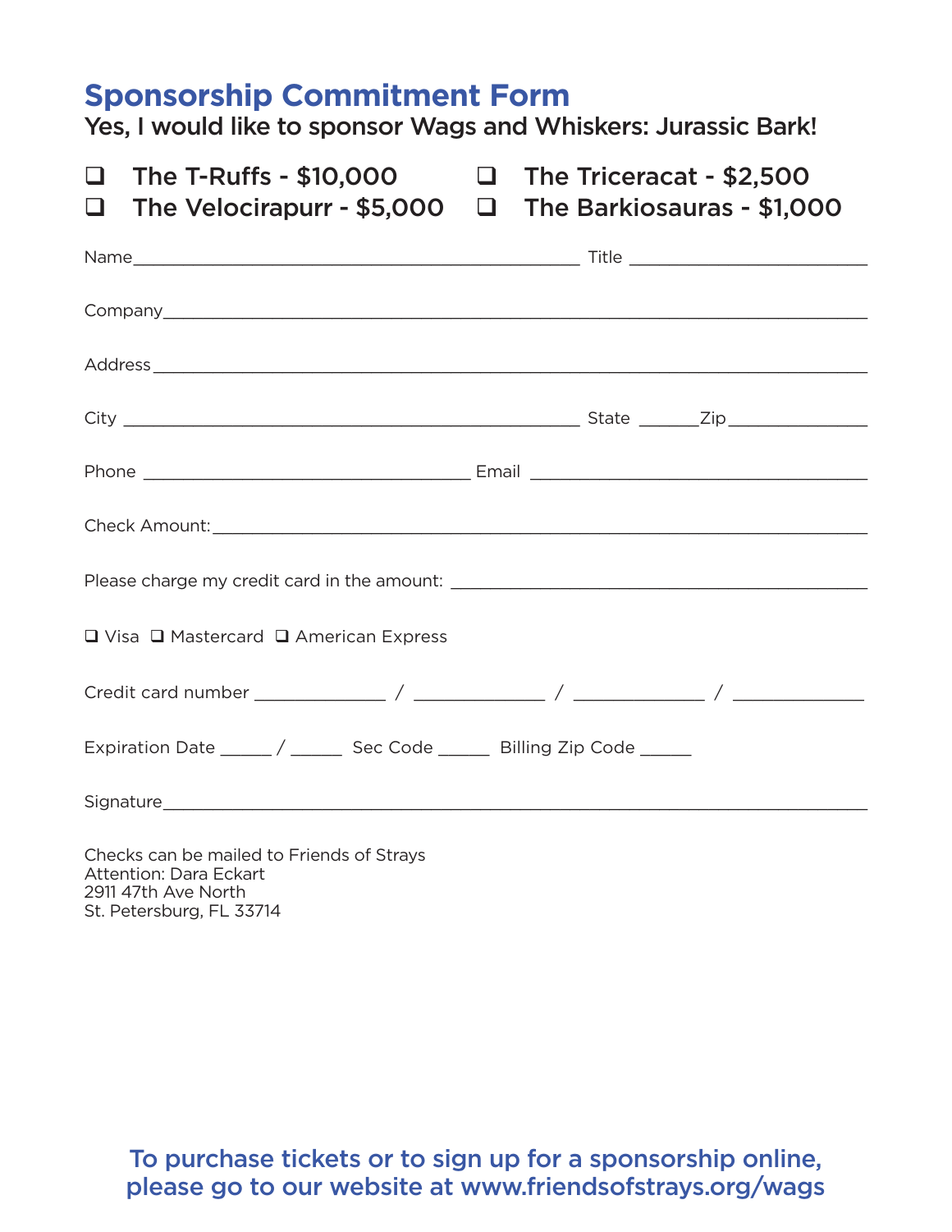# Sponsorship Commitment Form

**Yes, I would like to sponsor Wags and Whiskers: Jurassic Bark!**

- ❑ **The T-Ruffs - $10,000**
- ❑ **The Velocirapurr - $5,000**
- ❑ **The Triceracat - $2,500**
- ❑ **The Barkiosauras - $1,000**

Name_______________________________________________ Title ________________________

Company_____________________________________________________________________

Address______________________________________________________________________

City _________________________________________ State ______Zip______________

Phone ________________________________ Email ________________________________

Check Amount:_________________________________________________________________

Please charge my credit card in the amount: ______________________________________

❑ Visa ❑ Mastercard ❑ American Express

Credit card number ______________ / ______________ / ______________ / ______________

Expiration Date _____ / _____ Sec Code _____ Billing Zip Code _____

Signature_____________________________________________________________________

Checks can be mailed to Friends of Strays
Attention: Dara Eckart
2911 47th Ave North
St. Petersburg, FL 33714

**To purchase tickets or to sign up for a sponsorship online, please go to our website at www.friendsofstrays.org/wags**